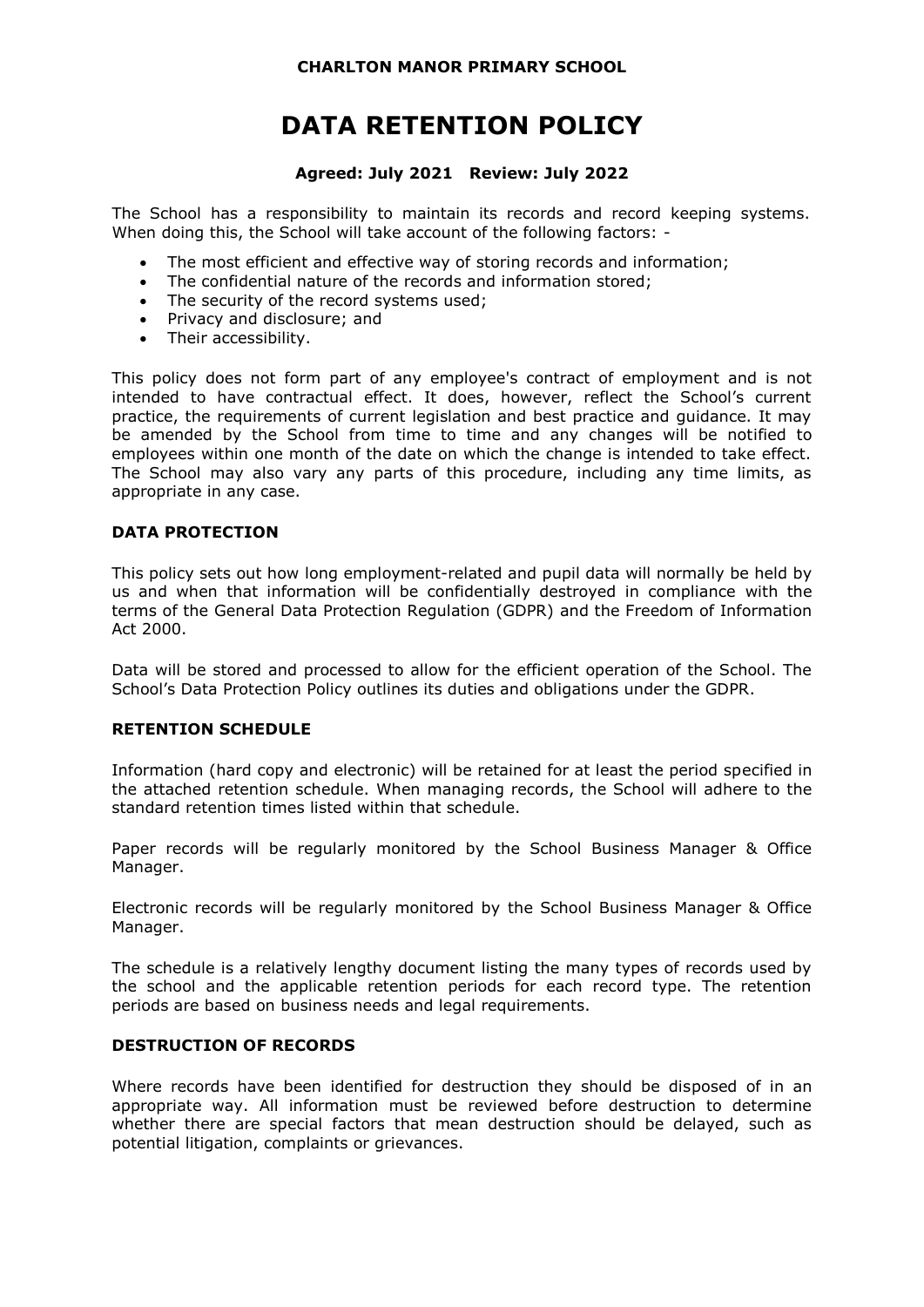**CHARLTON MANOR PRIMARY SCHOOL**

# DATA RETENTION POLICY

**Agreed: July 2021 Review: July 2022**

The School has a responsibility to maintain its records and record keeping systems. When doing this, the School will take account of the following factors: -

- The most efficient and effective way of storing records and information;
- The confidential nature of the records and information stored;
- The security of the record systems used;
- Privacy and disclosure; and
- Their accessibility.

This policy does not form part of any employee's contract of employment and is not intended to have contractual effect. It does, however, reflect the School's current practice, the requirements of current legislation and best practice and guidance. It may be amended by the School from time to time and any changes will be notified to employees within one month of the date on which the change is intended to take effect. The School may also vary any parts of this procedure, including any time limits, as appropriate in any case.

## DATA PROTECTION

This policy sets out how long employment-related and pupil data will normally be held by us and when that information will be confidentially destroyed in compliance with the terms of the General Data Protection Regulation (GDPR) and the Freedom of Information Act 2000.

Data will be stored and processed to allow for the efficient operation of the School. The School's Data Protection Policy outlines its duties and obligations under the GDPR.

## RETENTION SCHEDULE

Information (hard copy and electronic) will be retained for at least the period specified in the attached retention schedule. When managing records, the School will adhere to the standard retention times listed within that schedule.

Paper records will be regularly monitored by the School Business Manager & Office Manager.

Electronic records will be regularly monitored by the School Business Manager & Office Manager.

The schedule is a relatively lengthy document listing the many types of records used by the school and the applicable retention periods for each record type. The retention periods are based on business needs and legal requirements.

## DESTRUCTION OF RECORDS

Where records have been identified for destruction they should be disposed of in an appropriate way. All information must be reviewed before destruction to determine whether there are special factors that mean destruction should be delayed, such as potential litigation, complaints or grievances.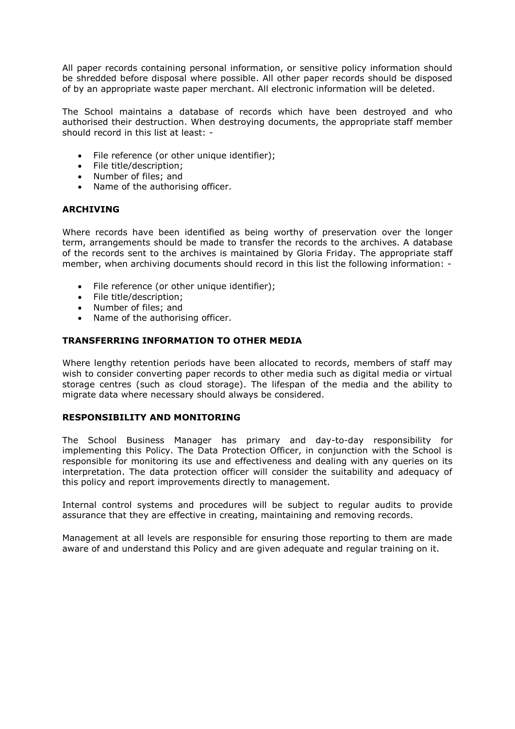All paper records containing personal information, or sensitive policy information should be shredded before disposal where possible. All other paper records should be disposed of by an appropriate waste paper merchant. All electronic information will be deleted.

The School maintains a database of records which have been destroyed and who authorised their destruction. When destroying documents, the appropriate staff member should record in this list at least: -

- File reference (or other unique identifier);
- File title/description;
- Number of files; and
- Name of the authorising officer.

## ARCHIVING

Where records have been identified as being worthy of preservation over the longer term, arrangements should be made to transfer the records to the archives. A database of the records sent to the archives is maintained by Gloria Friday. The appropriate staff member, when archiving documents should record in this list the following information: -

- File reference (or other unique identifier);
- File title/description;
- Number of files; and
- Name of the authorising officer.

## TRANSFERRING INFORMATION TO OTHER MEDIA

Where lengthy retention periods have been allocated to records, members of staff may wish to consider converting paper records to other media such as digital media or virtual storage centres (such as cloud storage). The lifespan of the media and the ability to migrate data where necessary should always be considered.

## RESPONSIBILITY AND MONITORING

The School Business Manager has primary and day-to-day responsibility for implementing this Policy. The Data Protection Officer, in conjunction with the School is responsible for monitoring its use and effectiveness and dealing with any queries on its interpretation. The data protection officer will consider the suitability and adequacy of this policy and report improvements directly to management.

Internal control systems and procedures will be subject to regular audits to provide assurance that they are effective in creating, maintaining and removing records.

Management at all levels are responsible for ensuring those reporting to them are made aware of and understand this Policy and are given adequate and regular training on it.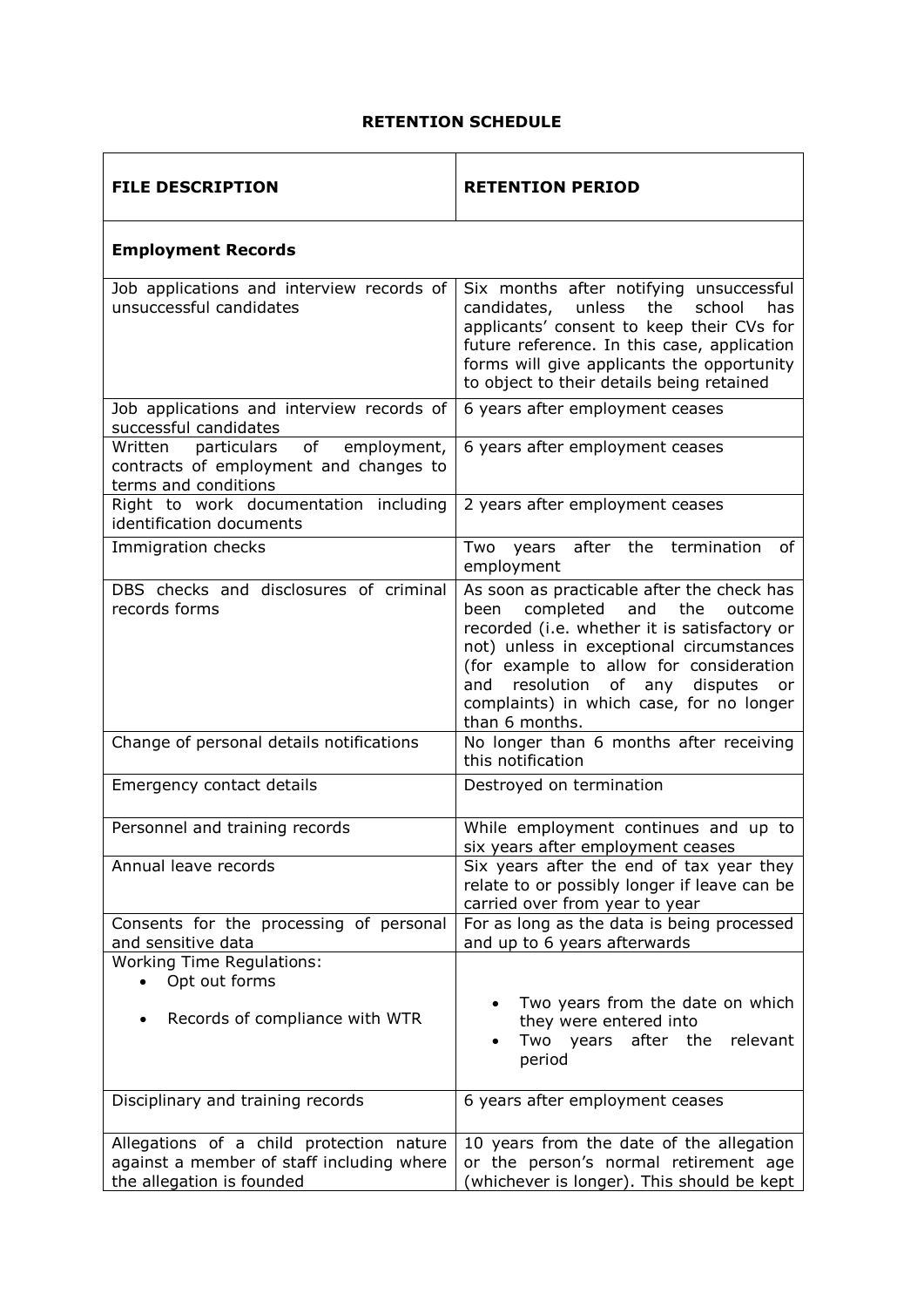# RETENTION SCHEDULE

| FILE DESCRIPTION | RETENTION PERIOD |
|---|---|
| **Employment Records** | |
| Job applications and interview records of unsuccessful candidates | Six months after notifying unsuccessful candidates, unless the school has applicants' consent to keep their CVs for future reference. In this case, application forms will give applicants the opportunity to object to their details being retained |
| Job applications and interview records of successful candidates | 6 years after employment ceases |
| Written particulars of employment, contracts of employment and changes to terms and conditions | 6 years after employment ceases |
| Right to work documentation including identification documents | 2 years after employment ceases |
| Immigration checks | Two years after the termination of employment |
| DBS checks and disclosures of criminal records forms | As soon as practicable after the check has been completed and the outcome recorded (i.e. whether it is satisfactory or not) unless in exceptional circumstances (for example to allow for consideration and resolution of any disputes or complaints) in which case, for no longer than 6 months. |
| Change of personal details notifications | No longer than 6 months after receiving this notification |
| Emergency contact details | Destroyed on termination |
| Personnel and training records | While employment continues and up to six years after employment ceases |
| Annual leave records | Six years after the end of tax year they relate to or possibly longer if leave can be carried over from year to year |
| Consents for the processing of personal and sensitive data | For as long as the data is being processed and up to 6 years afterwards |
| Working Time Regulations:<br>• Opt out forms<br>• Records of compliance with WTR | • Two years from the date on which they were entered into<br>• Two years after the relevant period |
| Disciplinary and training records | 6 years after employment ceases |
| Allegations of a child protection nature against a member of staff including where the allegation is founded | 10 years from the date of the allegation or the person's normal retirement age (whichever is longer). This should be kept |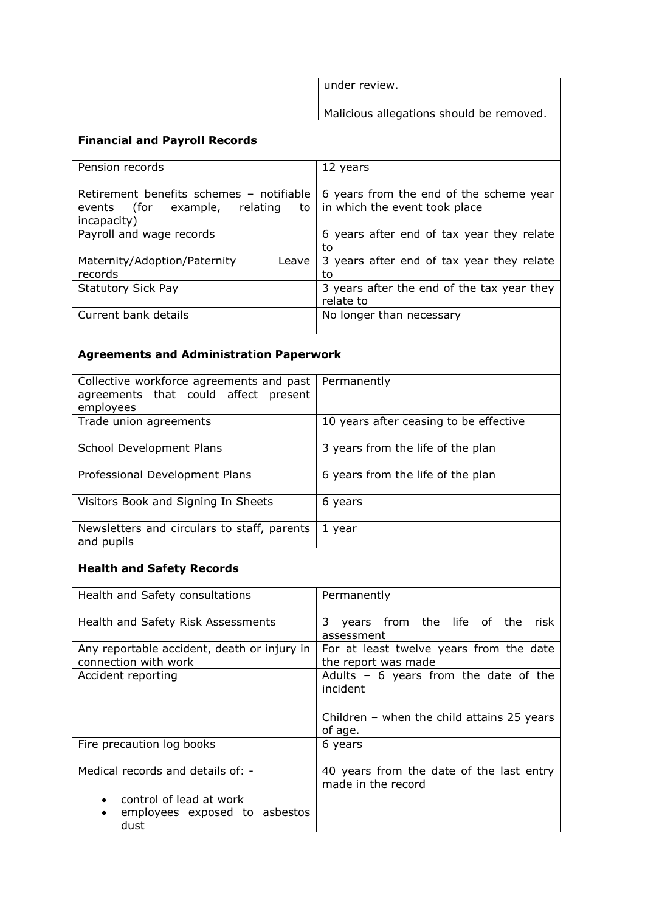| | |
|---|---|
| | under review.<br><br>Malicious allegations should be removed. |
| **Financial and Payroll Records** | |
| Pension records | 12 years |
| Retirement benefits schemes – notifiable events (for example, relating to incapacity) | 6 years from the end of the scheme year in which the event took place |
| Payroll and wage records | 6 years after end of tax year they relate to |
| Maternity/Adoption/Paternity Leave records | 3 years after end of tax year they relate to |
| Statutory Sick Pay | 3 years after the end of the tax year they relate to |
| Current bank details | No longer than necessary |
| **Agreements and Administration Paperwork** | |
| Collective workforce agreements and past agreements that could affect present employees | Permanently |
| Trade union agreements | 10 years after ceasing to be effective |
| School Development Plans | 3 years from the life of the plan |
| Professional Development Plans | 6 years from the life of the plan |
| Visitors Book and Signing In Sheets | 6 years |
| Newsletters and circulars to staff, parents and pupils | 1 year |
| **Health and Safety Records** | |
| Health and Safety consultations | Permanently |
| Health and Safety Risk Assessments | 3 years from the life of the risk assessment |
| Any reportable accident, death or injury in connection with work | For at least twelve years from the date the report was made |
| Accident reporting | Adults – 6 years from the date of the incident<br><br>Children – when the child attains 25 years of age. |
| Fire precaution log books | 6 years |
| Medical records and details of: -<br>• control of lead at work<br>• employees exposed to asbestos dust | 40 years from the date of the last entry made in the record |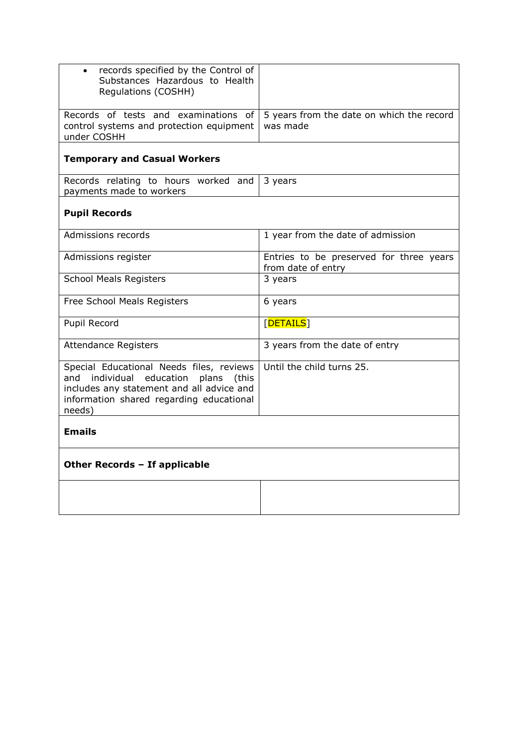| | |
|---|---|
| • records specified by the Control of Substances Hazardous to Health Regulations (COSHH) | |
| Records of tests and examinations of control systems and protection equipment under COSHH | 5 years from the date on which the record was made |
| **Temporary and Casual Workers** | |
| Records relating to hours worked and payments made to workers | 3 years |
| **Pupil Records** | |
| Admissions records | 1 year from the date of admission |
| Admissions register | Entries to be preserved for three years from date of entry |
| School Meals Registers | 3 years |
| Free School Meals Registers | 6 years |
| Pupil Record | [DETAILS] |
| Attendance Registers | 3 years from the date of entry |
| Special Educational Needs files, reviews and individual education plans (this includes any statement and all advice and information shared regarding educational needs) | Until the child turns 25. |
| **Emails** | |
| **Other Records – If applicable** | |
| | |